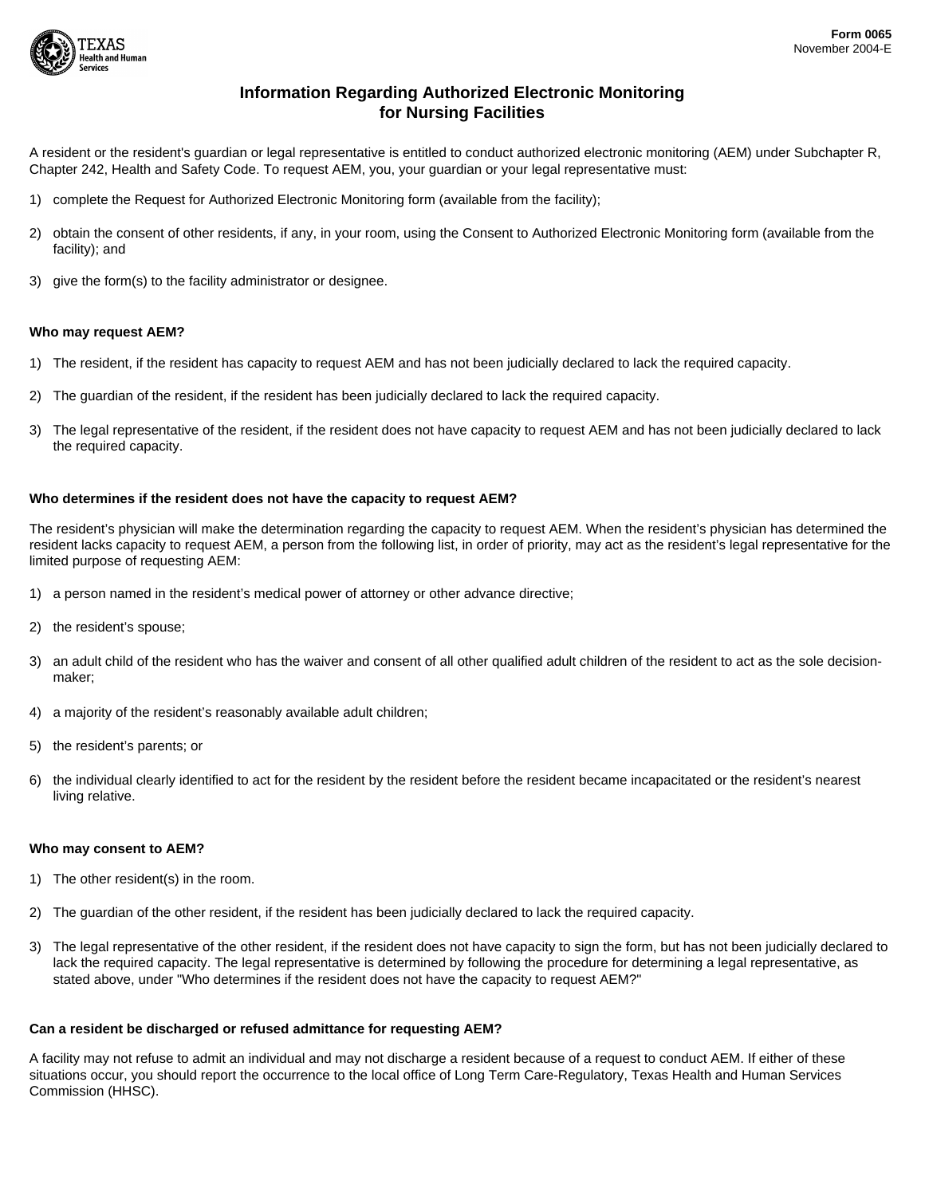Form 0065
November 2004-E

# Information Regarding Authorized Electronic Monitoring for Nursing Facilities

A resident or the resident's guardian or legal representative is entitled to conduct authorized electronic monitoring (AEM) under Subchapter R, Chapter 242, Health and Safety Code. To request AEM, you, your guardian or your legal representative must:

1) complete the Request for Authorized Electronic Monitoring form (available from the facility);
2) obtain the consent of other residents, if any, in your room, using the Consent to Authorized Electronic Monitoring form (available from the facility); and
3) give the form(s) to the facility administrator or designee.

**Who may request AEM?**

1) The resident, if the resident has capacity to request AEM and has not been judicially declared to lack the required capacity.
2) The guardian of the resident, if the resident has been judicially declared to lack the required capacity.
3) The legal representative of the resident, if the resident does not have capacity to request AEM and has not been judicially declared to lack the required capacity.

**Who determines if the resident does not have the capacity to request AEM?**

The resident's physician will make the determination regarding the capacity to request AEM. When the resident's physician has determined the resident lacks capacity to request AEM, a person from the following list, in order of priority, may act as the resident's legal representative for the limited purpose of requesting AEM:

1) a person named in the resident's medical power of attorney or other advance directive;
2) the resident's spouse;
3) an adult child of the resident who has the waiver and consent of all other qualified adult children of the resident to act as the sole decision-maker;
4) a majority of the resident's reasonably available adult children;
5) the resident's parents; or
6) the individual clearly identified to act for the resident by the resident before the resident became incapacitated or the resident's nearest living relative.

**Who may consent to AEM?**

1) The other resident(s) in the room.
2) The guardian of the other resident, if the resident has been judicially declared to lack the required capacity.
3) The legal representative of the other resident, if the resident does not have capacity to sign the form, but has not been judicially declared to lack the required capacity. The legal representative is determined by following the procedure for determining a legal representative, as stated above, under "Who determines if the resident does not have the capacity to request AEM?"

**Can a resident be discharged or refused admittance for requesting AEM?**

A facility may not refuse to admit an individual and may not discharge a resident because of a request to conduct AEM. If either of these situations occur, you should report the occurrence to the local office of Long Term Care-Regulatory, Texas Health and Human Services Commission (HHSC).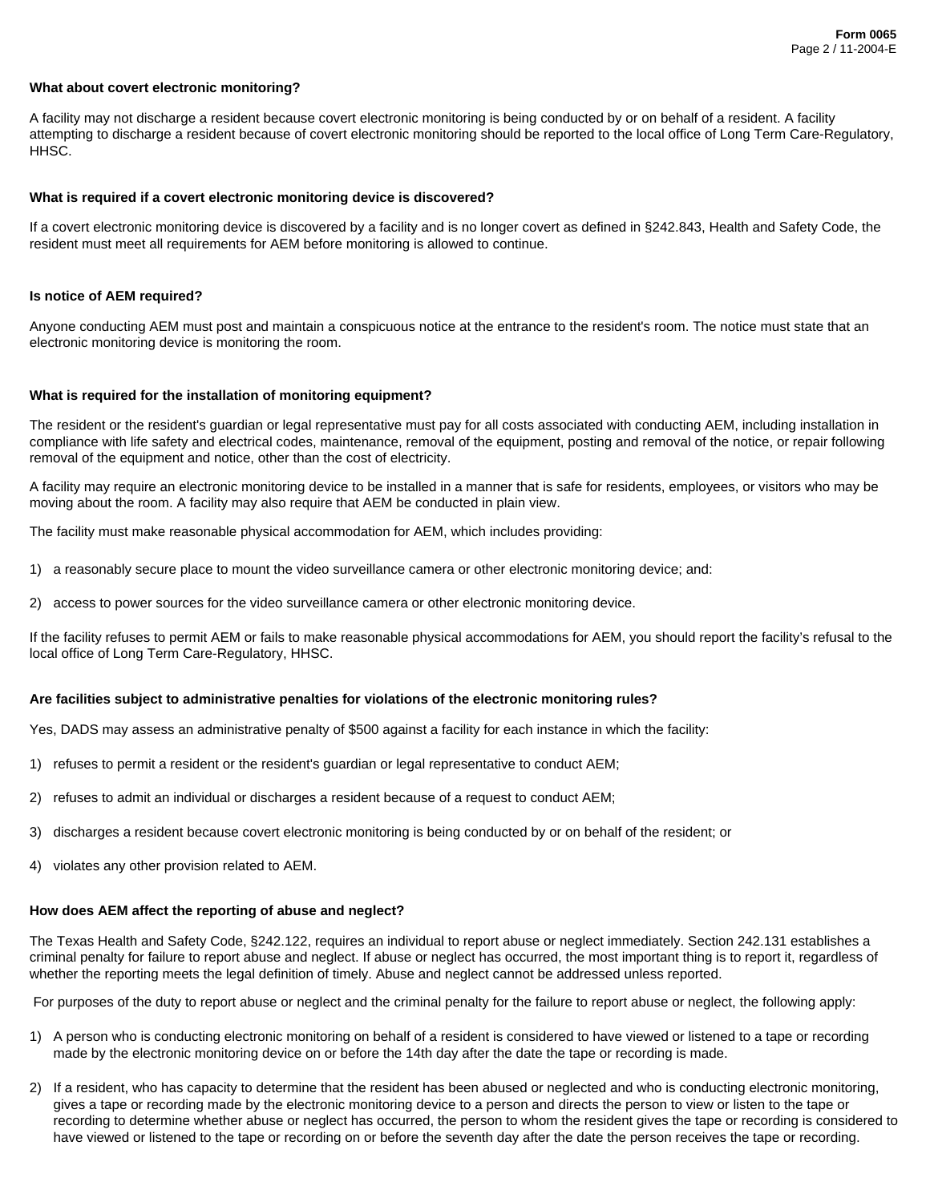**What about covert electronic monitoring?**

A facility may not discharge a resident because covert electronic monitoring is being conducted by or on behalf of a resident. A facility attempting to discharge a resident because of covert electronic monitoring should be reported to the local office of Long Term Care-Regulatory, HHSC.

**What is required if a covert electronic monitoring device is discovered?**

If a covert electronic monitoring device is discovered by a facility and is no longer covert as defined in §242.843, Health and Safety Code, the resident must meet all requirements for AEM before monitoring is allowed to continue.

**Is notice of AEM required?**

Anyone conducting AEM must post and maintain a conspicuous notice at the entrance to the resident's room. The notice must state that an electronic monitoring device is monitoring the room.

**What is required for the installation of monitoring equipment?**

The resident or the resident's guardian or legal representative must pay for all costs associated with conducting AEM, including installation in compliance with life safety and electrical codes, maintenance, removal of the equipment, posting and removal of the notice, or repair following removal of the equipment and notice, other than the cost of electricity.

A facility may require an electronic monitoring device to be installed in a manner that is safe for residents, employees, or visitors who may be moving about the room. A facility may also require that AEM be conducted in plain view.

The facility must make reasonable physical accommodation for AEM, which includes providing:

1) a reasonably secure place to mount the video surveillance camera or other electronic monitoring device; and:

2) access to power sources for the video surveillance camera or other electronic monitoring device.

If the facility refuses to permit AEM or fails to make reasonable physical accommodations for AEM, you should report the facility's refusal to the local office of Long Term Care-Regulatory, HHSC.

**Are facilities subject to administrative penalties for violations of the electronic monitoring rules?**

Yes, DADS may assess an administrative penalty of $500 against a facility for each instance in which the facility:

1) refuses to permit a resident or the resident's guardian or legal representative to conduct AEM;

2) refuses to admit an individual or discharges a resident because of a request to conduct AEM;

3) discharges a resident because covert electronic monitoring is being conducted by or on behalf of the resident; or

4) violates any other provision related to AEM.

**How does AEM affect the reporting of abuse and neglect?**

The Texas Health and Safety Code, §242.122, requires an individual to report abuse or neglect immediately. Section 242.131 establishes a criminal penalty for failure to report abuse and neglect. If abuse or neglect has occurred, the most important thing is to report it, regardless of whether the reporting meets the legal definition of timely. Abuse and neglect cannot be addressed unless reported.

For purposes of the duty to report abuse or neglect and the criminal penalty for the failure to report abuse or neglect, the following apply:

1) A person who is conducting electronic monitoring on behalf of a resident is considered to have viewed or listened to a tape or recording made by the electronic monitoring device on or before the 14th day after the date the tape or recording is made.

2) If a resident, who has capacity to determine that the resident has been abused or neglected and who is conducting electronic monitoring, gives a tape or recording made by the electronic monitoring device to a person and directs the person to view or listen to the tape or recording to determine whether abuse or neglect has occurred, the person to whom the resident gives the tape or recording is considered to have viewed or listened to the tape or recording on or before the seventh day after the date the person receives the tape or recording.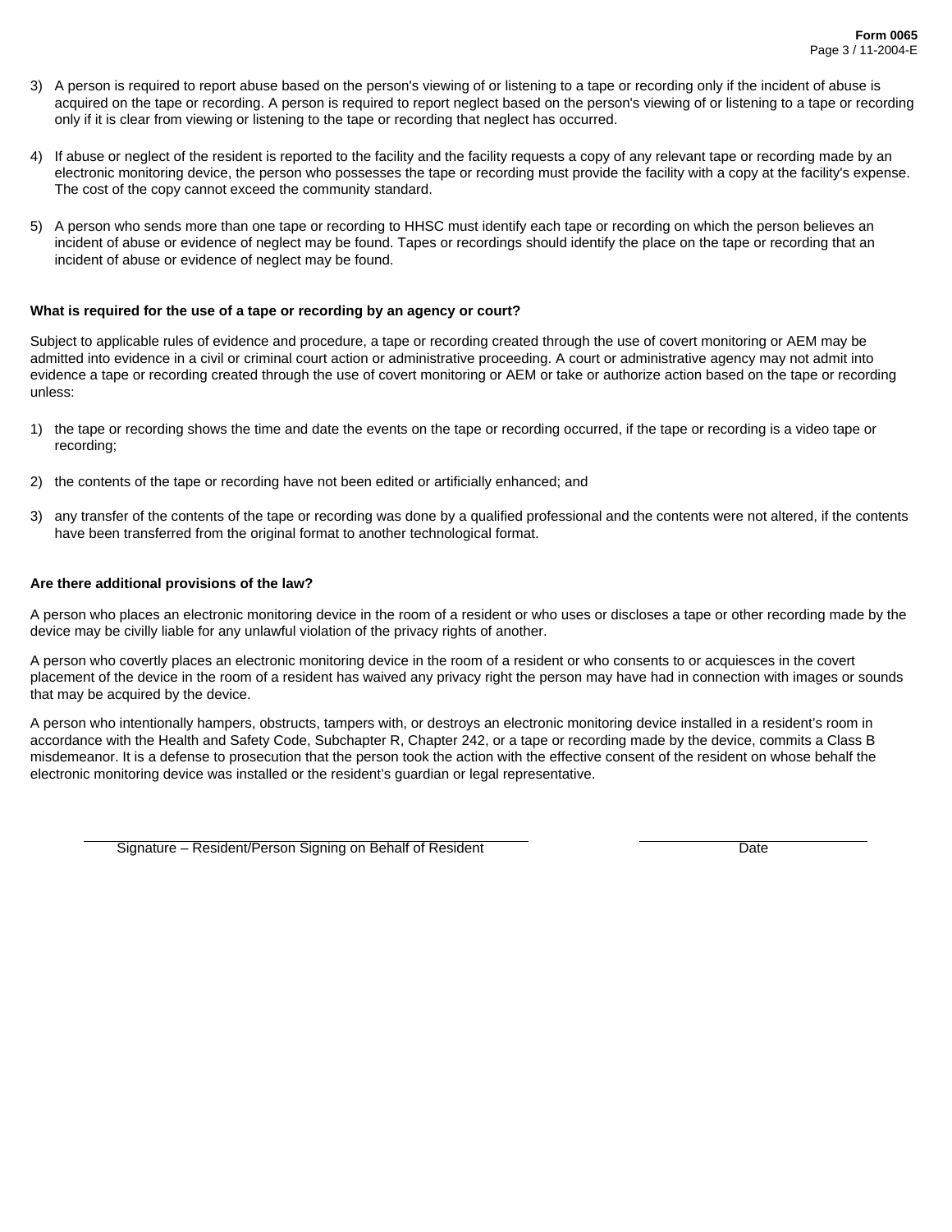3) A person is required to report abuse based on the person's viewing of or listening to a tape or recording only if the incident of abuse is acquired on the tape or recording. A person is required to report neglect based on the person's viewing of or listening to a tape or recording only if it is clear from viewing or listening to the tape or recording that neglect has occurred.

4) If abuse or neglect of the resident is reported to the facility and the facility requests a copy of any relevant tape or recording made by an electronic monitoring device, the person who possesses the tape or recording must provide the facility with a copy at the facility's expense. The cost of the copy cannot exceed the community standard.

5) A person who sends more than one tape or recording to HHSC must identify each tape or recording on which the person believes an incident of abuse or evidence of neglect may be found. Tapes or recordings should identify the place on the tape or recording that an incident of abuse or evidence of neglect may be found.

**What is required for the use of a tape or recording by an agency or court?**

Subject to applicable rules of evidence and procedure, a tape or recording created through the use of covert monitoring or AEM may be admitted into evidence in a civil or criminal court action or administrative proceeding. A court or administrative agency may not admit into evidence a tape or recording created through the use of covert monitoring or AEM or take or authorize action based on the tape or recording unless:

1) the tape or recording shows the time and date the events on the tape or recording occurred, if the tape or recording is a video tape or recording;

2) the contents of the tape or recording have not been edited or artificially enhanced; and

3) any transfer of the contents of the tape or recording was done by a qualified professional and the contents were not altered, if the contents have been transferred from the original format to another technological format.

**Are there additional provisions of the law?**

A person who places an electronic monitoring device in the room of a resident or who uses or discloses a tape or other recording made by the device may be civilly liable for any unlawful violation of the privacy rights of another.

A person who covertly places an electronic monitoring device in the room of a resident or who consents to or acquiesces in the covert placement of the device in the room of a resident has waived any privacy right the person may have had in connection with images or sounds that may be acquired by the device.

A person who intentionally hampers, obstructs, tampers with, or destroys an electronic monitoring device installed in a resident's room in accordance with the Health and Safety Code, Subchapter R, Chapter 242, or a tape or recording made by the device, commits a Class B misdemeanor. It is a defense to prosecution that the person took the action with the effective consent of the resident on whose behalf the electronic monitoring device was installed or the resident's guardian or legal representative.

Signature – Resident/Person Signing on Behalf of Resident

Date